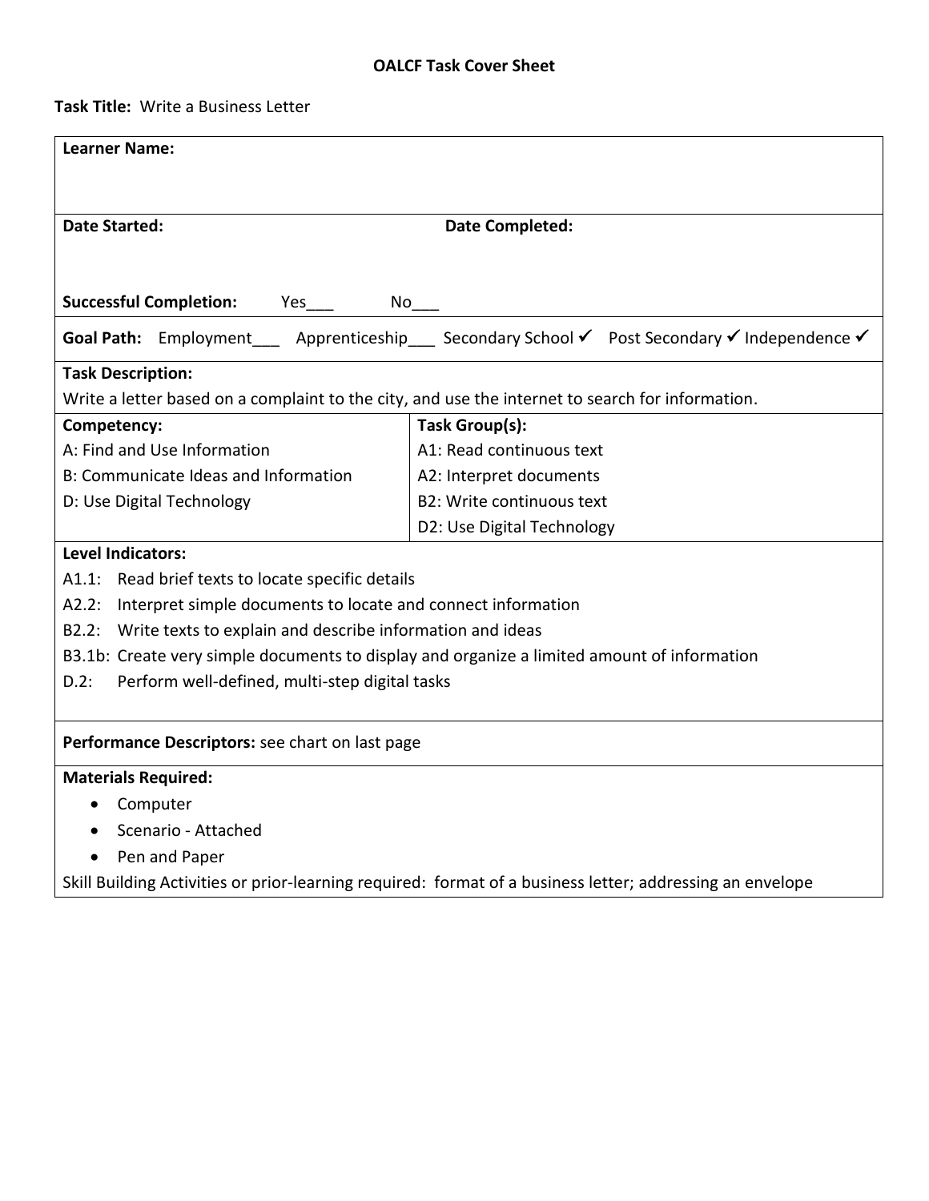# OALCF Task Cover Sheet

**Task Title:** Write a Business Letter

| **Learner Name:** | |
|---|---|
| **Date Started:** | **Date Completed:** |
| **Successful Completion:** Yes___ No___ | |
| **Goal Path:** Employment___ Apprenticeship___ Secondary School ✓ Post Secondary ✓ Independence ✓ | |
| **Task Description:** Write a letter based on a complaint to the city, and use the internet to search for information. | |
| **Competency:** | **Task Group(s):** |
| A: Find and Use Information | A1: Read continuous text |
| B: Communicate Ideas and Information | A2: Interpret documents |
| D: Use Digital Technology | B2: Write continuous text |
| | D2: Use Digital Technology |

**Level Indicators:**

A1.1: Read brief texts to locate specific details
A2.2: Interpret simple documents to locate and connect information
B2.2: Write texts to explain and describe information and ideas
B3.1b: Create very simple documents to display and organize a limited amount of information
D.2: Perform well-defined, multi-step digital tasks

**Performance Descriptors:** see chart on last page

**Materials Required:**

- Computer
- Scenario - Attached
- Pen and Paper

Skill Building Activities or prior-learning required: format of a business letter; addressing an envelope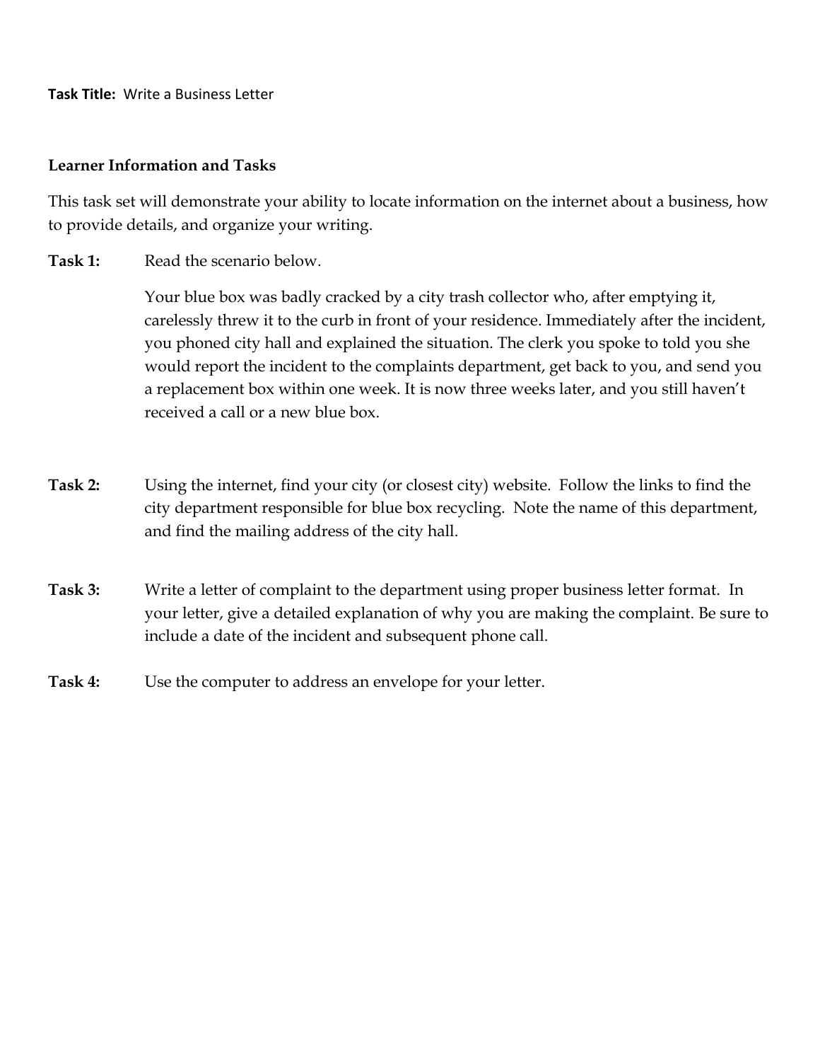**Task Title:** Write a Business Letter

**Learner Information and Tasks**

This task set will demonstrate your ability to locate information on the internet about a business, how to provide details, and organize your writing.

**Task 1:** Read the scenario below.

Your blue box was badly cracked by a city trash collector who, after emptying it, carelessly threw it to the curb in front of your residence. Immediately after the incident, you phoned city hall and explained the situation. The clerk you spoke to told you she would report the incident to the complaints department, get back to you, and send you a replacement box within one week. It is now three weeks later, and you still haven't received a call or a new blue box.

**Task 2:** Using the internet, find your city (or closest city) website. Follow the links to find the city department responsible for blue box recycling. Note the name of this department, and find the mailing address of the city hall.

**Task 3:** Write a letter of complaint to the department using proper business letter format. In your letter, give a detailed explanation of why you are making the complaint. Be sure to include a date of the incident and subsequent phone call.

**Task 4:** Use the computer to address an envelope for your letter.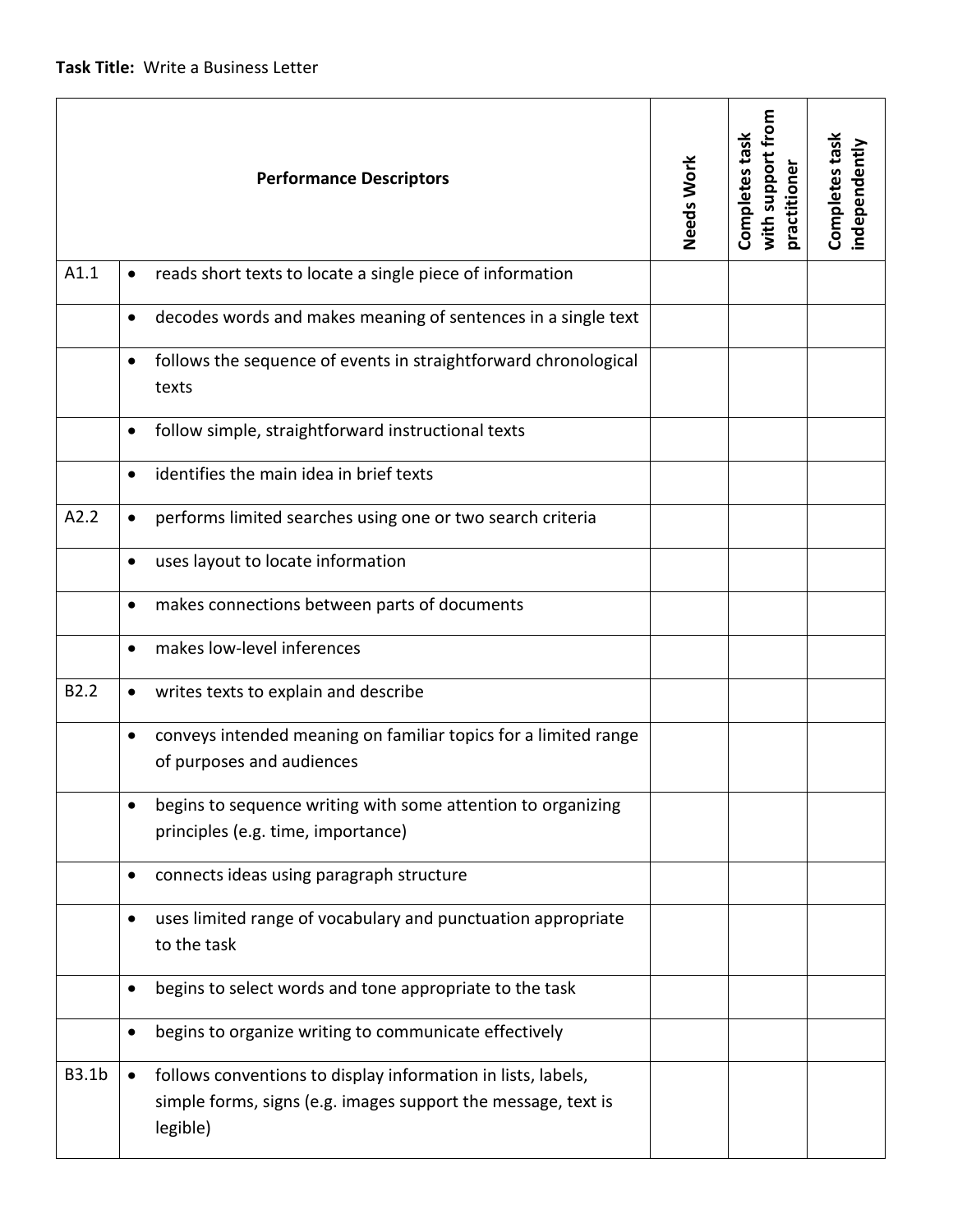**Task Title:** Write a Business Letter

| | Performance Descriptors | Needs Work | Completes task with support from practitioner | Completes task independently |
|---|---|---|---|---|
| A1.1 | • reads short texts to locate a single piece of information | | | |
| | • decodes words and makes meaning of sentences in a single text | | | |
| | • follows the sequence of events in straightforward chronological texts | | | |
| | • follow simple, straightforward instructional texts | | | |
| | • identifies the main idea in brief texts | | | |
| A2.2 | • performs limited searches using one or two search criteria | | | |
| | • uses layout to locate information | | | |
| | • makes connections between parts of documents | | | |
| | • makes low-level inferences | | | |
| B2.2 | • writes texts to explain and describe | | | |
| | • conveys intended meaning on familiar topics for a limited range of purposes and audiences | | | |
| | • begins to sequence writing with some attention to organizing principles (e.g. time, importance) | | | |
| | • connects ideas using paragraph structure | | | |
| | • uses limited range of vocabulary and punctuation appropriate to the task | | | |
| | • begins to select words and tone appropriate to the task | | | |
| | • begins to organize writing to communicate effectively | | | |
| B3.1b | • follows conventions to display information in lists, labels, simple forms, signs (e.g. images support the message, text is legible) | | | |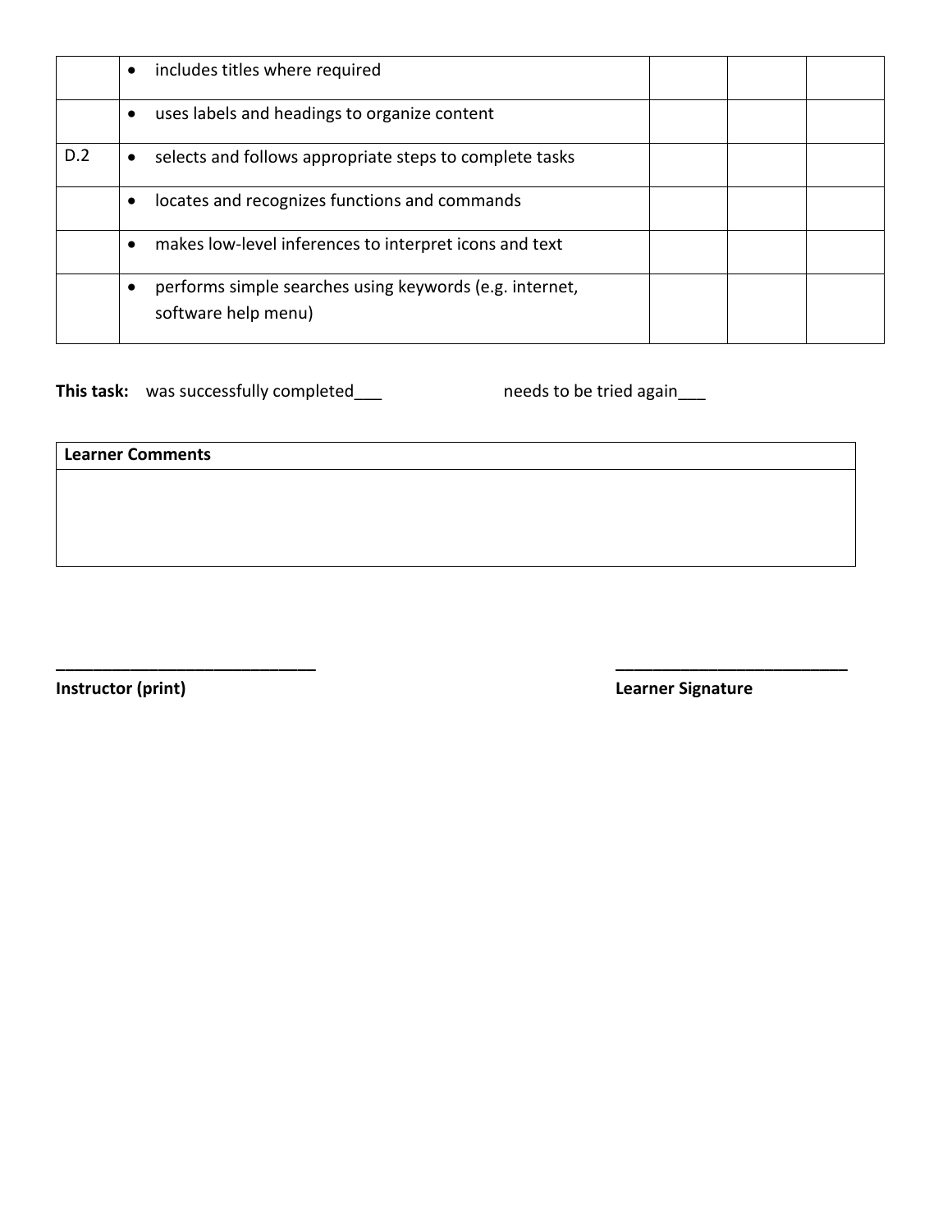| | | | | |
|---|---|---|---|---|
| | • includes titles where required | | | |
| | • uses labels and headings to organize content | | | |
| D.2 | • selects and follows appropriate steps to complete tasks | | | |
| | • locates and recognizes functions and commands | | | |
| | • makes low-level inferences to interpret icons and text | | | |
| | • performs simple searches using keywords (e.g. internet, software help menu) | | | |

**This task:** was successfully completed___ needs to be tried again___

| Learner Comments |
|---|
| |

_____________________________
**Instructor (print)**

__________________________
**Learner Signature**